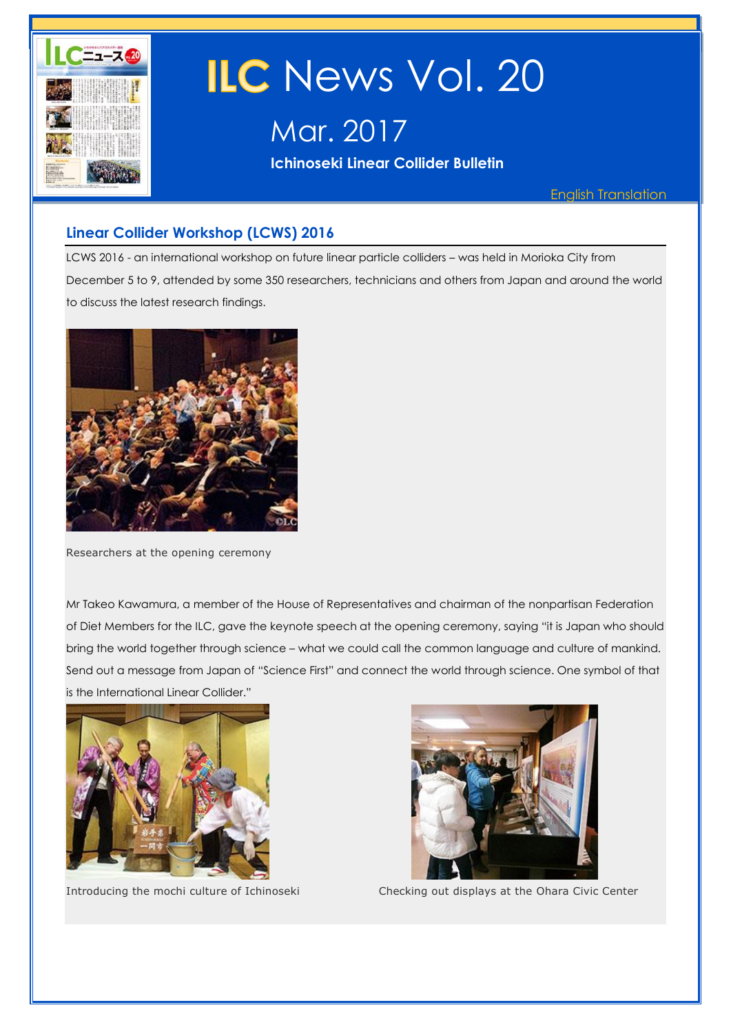# ILC News Vol. 20

## Mar. 2017

**Ichinoseki Linear Collider Bulletin**

English Translation

## Linear Collider Workshop (LCWS) 2016

LCWS 2016 - an international workshop on future linear particle colliders – was held in Morioka City from December 5 to 9, attended by some 350 researchers, technicians and others from Japan and around the world to discuss the latest research findings.

Researchers at the opening ceremony

Mr Takeo Kawamura, a member of the House of Representatives and chairman of the nonpartisan Federation of Diet Members for the ILC, gave the keynote speech at the opening ceremony, saying "it is Japan who should bring the world together through science – what we could call the common language and culture of mankind. Send out a message from Japan of "Science First" and connect the world through science. One symbol of that is the International Linear Collider."

Introducing the mochi culture of Ichinoseki

Checking out displays at the Ohara Civic Center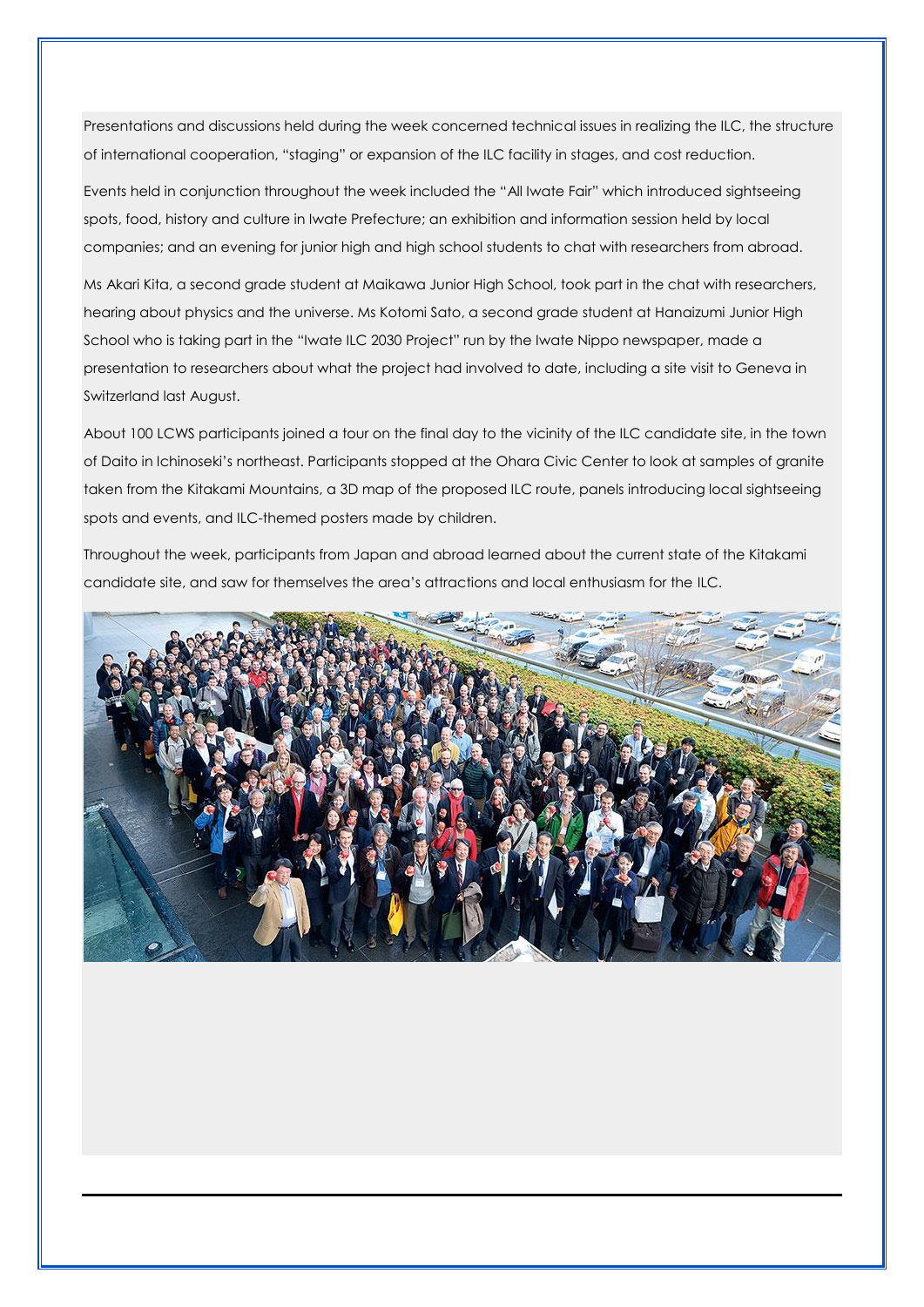Presentations and discussions held during the week concerned technical issues in realizing the ILC, the structure of international cooperation, "staging" or expansion of the ILC facility in stages, and cost reduction.

Events held in conjunction throughout the week included the "All Iwate Fair" which introduced sightseeing spots, food, history and culture in Iwate Prefecture; an exhibition and information session held by local companies; and an evening for junior high and high school students to chat with researchers from abroad.

Ms Akari Kita, a second grade student at Maikawa Junior High School, took part in the chat with researchers, hearing about physics and the universe. Ms Kotomi Sato, a second grade student at Hanaizumi Junior High School who is taking part in the "Iwate ILC 2030 Project" run by the Iwate Nippo newspaper, made a presentation to researchers about what the project had involved to date, including a site visit to Geneva in Switzerland last August.

About 100 LCWS participants joined a tour on the final day to the vicinity of the ILC candidate site, in the town of Daito in Ichinoseki's northeast. Participants stopped at the Ohara Civic Center to look at samples of granite taken from the Kitakami Mountains, a 3D map of the proposed ILC route, panels introducing local sightseeing spots and events, and ILC-themed posters made by children.

Throughout the week, participants from Japan and abroad learned about the current state of the Kitakami candidate site, and saw for themselves the area's attractions and local enthusiasm for the ILC.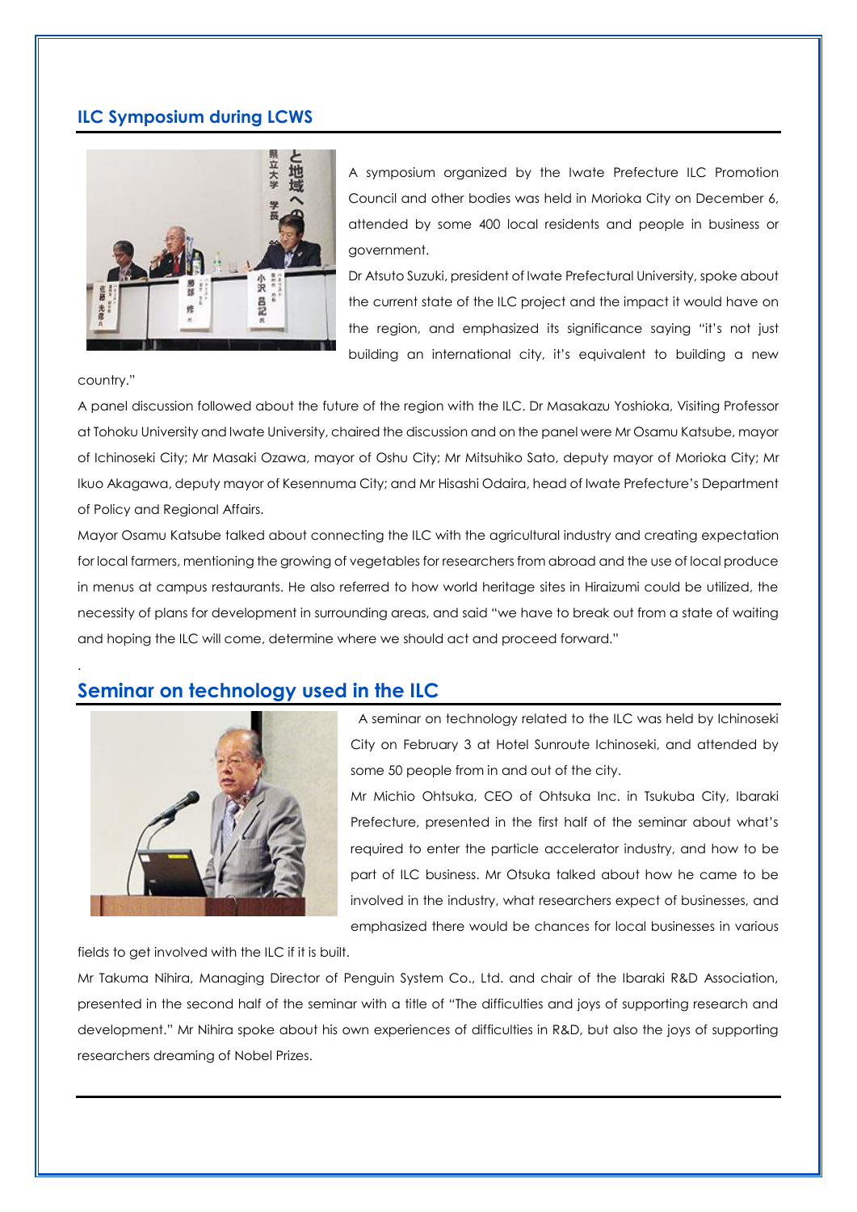## ILC Symposium during LCWS

A symposium organized by the Iwate Prefecture ILC Promotion Council and other bodies was held in Morioka City on December 6, attended by some 400 local residents and people in business or government.

Dr Atsuto Suzuki, president of Iwate Prefectural University, spoke about the current state of the ILC project and the impact it would have on the region, and emphasized its significance saying "it's not just building an international city, it's equivalent to building a new country."

A panel discussion followed about the future of the region with the ILC. Dr Masakazu Yoshioka, Visiting Professor at Tohoku University and Iwate University, chaired the discussion and on the panel were Mr Osamu Katsube, mayor of Ichinoseki City; Mr Masaki Ozawa, mayor of Oshu City; Mr Mitsuhiko Sato, deputy mayor of Morioka City; Mr Ikuo Akagawa, deputy mayor of Kesennuma City; and Mr Hisashi Odaira, head of Iwate Prefecture's Department of Policy and Regional Affairs.

Mayor Osamu Katsube talked about connecting the ILC with the agricultural industry and creating expectation for local farmers, mentioning the growing of vegetables for researchers from abroad and the use of local produce in menus at campus restaurants. He also referred to how world heritage sites in Hiraizumi could be utilized, the necessity of plans for development in surrounding areas, and said "we have to break out from a state of waiting and hoping the ILC will come, determine where we should act and proceed forward."

## Seminar on technology used in the ILC

A seminar on technology related to the ILC was held by Ichinoseki City on February 3 at Hotel Sunroute Ichinoseki, and attended by some 50 people from in and out of the city.

Mr Michio Ohtsuka, CEO of Ohtsuka Inc. in Tsukuba City, Ibaraki Prefecture, presented in the first half of the seminar about what's required to enter the particle accelerator industry, and how to be part of ILC business. Mr Otsuka talked about how he came to be involved in the industry, what researchers expect of businesses, and emphasized there would be chances for local businesses in various fields to get involved with the ILC if it is built.

Mr Takuma Nihira, Managing Director of Penguin System Co., Ltd. and chair of the Ibaraki R&D Association, presented in the second half of the seminar with a title of "The difficulties and joys of supporting research and development." Mr Nihira spoke about his own experiences of difficulties in R&D, but also the joys of supporting researchers dreaming of Nobel Prizes.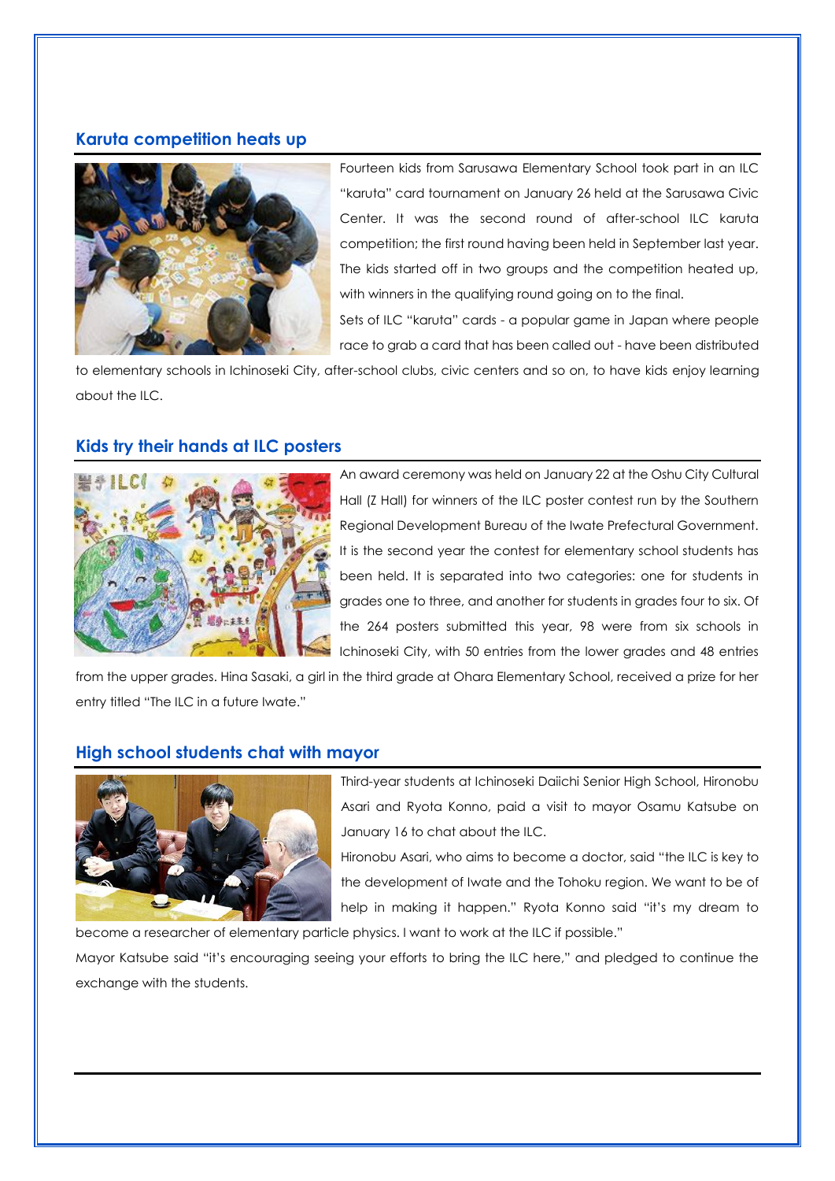## Karuta competition heats up

Fourteen kids from Sarusawa Elementary School took part in an ILC "karuta" card tournament on January 26 held at the Sarusawa Civic Center. It was the second round of after-school ILC karuta competition; the first round having been held in September last year. The kids started off in two groups and the competition heated up, with winners in the qualifying round going on to the final.

Sets of ILC "karuta" cards - a popular game in Japan where people race to grab a card that has been called out - have been distributed to elementary schools in Ichinoseki City, after-school clubs, civic centers and so on, to have kids enjoy learning about the ILC.

## Kids try their hands at ILC posters

An award ceremony was held on January 22 at the Oshu City Cultural Hall (Z Hall) for winners of the ILC poster contest run by the Southern Regional Development Bureau of the Iwate Prefectural Government. It is the second year the contest for elementary school students has been held. It is separated into two categories: one for students in grades one to three, and another for students in grades four to six. Of the 264 posters submitted this year, 98 were from six schools in Ichinoseki City, with 50 entries from the lower grades and 48 entries from the upper grades. Hina Sasaki, a girl in the third grade at Ohara Elementary School, received a prize for her entry titled "The ILC in a future Iwate."

## High school students chat with mayor

Third-year students at Ichinoseki Daiichi Senior High School, Hironobu Asari and Ryota Konno, paid a visit to mayor Osamu Katsube on January 16 to chat about the ILC.

Hironobu Asari, who aims to become a doctor, said "the ILC is key to the development of Iwate and the Tohoku region. We want to be of help in making it happen." Ryota Konno said "it's my dream to become a researcher of elementary particle physics. I want to work at the ILC if possible."

Mayor Katsube said "it's encouraging seeing your efforts to bring the ILC here," and pledged to continue the exchange with the students.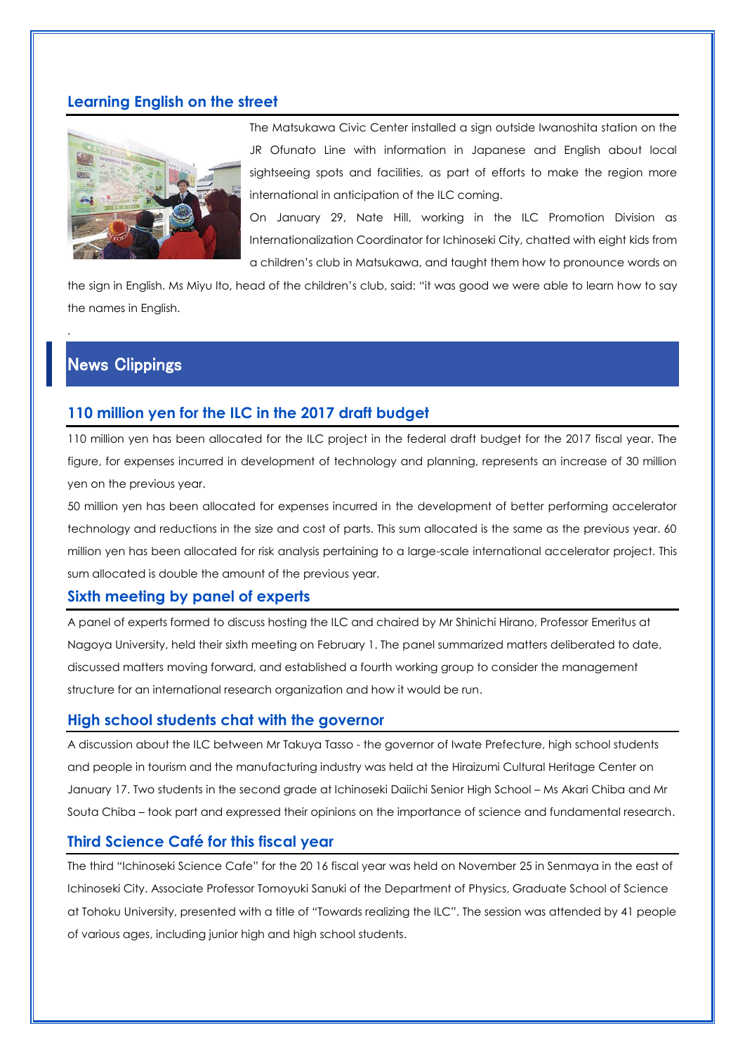### Learning English on the street

The Matsukawa Civic Center installed a sign outside Iwanoshita station on the JR Ofunato Line with information in Japanese and English about local sightseeing spots and facilities, as part of efforts to make the region more international in anticipation of the ILC coming.

On January 29, Nate Hill, working in the ILC Promotion Division as Internationalization Coordinator for Ichinoseki City, chatted with eight kids from a children's club in Matsukawa, and taught them how to pronounce words on the sign in English. Ms Miyu Ito, head of the children's club, said: "it was good we were able to learn how to say the names in English.

.

## News Clippings

### 110 million yen for the ILC in the 2017 draft budget

110 million yen has been allocated for the ILC project in the federal draft budget for the 2017 fiscal year. The figure, for expenses incurred in development of technology and planning, represents an increase of 30 million yen on the previous year.

50 million yen has been allocated for expenses incurred in the development of better performing accelerator technology and reductions in the size and cost of parts. This sum allocated is the same as the previous year. 60 million yen has been allocated for risk analysis pertaining to a large-scale international accelerator project. This sum allocated is double the amount of the previous year.

### Sixth meeting by panel of experts

A panel of experts formed to discuss hosting the ILC and chaired by Mr Shinichi Hirano, Professor Emeritus at Nagoya University, held their sixth meeting on February 1. The panel summarized matters deliberated to date, discussed matters moving forward, and established a fourth working group to consider the management structure for an international research organization and how it would be run.

### High school students chat with the governor

A discussion about the ILC between Mr Takuya Tasso - the governor of Iwate Prefecture, high school students and people in tourism and the manufacturing industry was held at the Hiraizumi Cultural Heritage Center on January 17. Two students in the second grade at Ichinoseki Daiichi Senior High School – Ms Akari Chiba and Mr Souta Chiba – took part and expressed their opinions on the importance of science and fundamental research.

### Third Science Café for this fiscal year

The third "Ichinoseki Science Cafe" for the 20 16 fiscal year was held on November 25 in Senmaya in the east of Ichinoseki City. Associate Professor Tomoyuki Sanuki of the Department of Physics, Graduate School of Science at Tohoku University, presented with a title of "Towards realizing the ILC". The session was attended by 41 people of various ages, including junior high and high school students.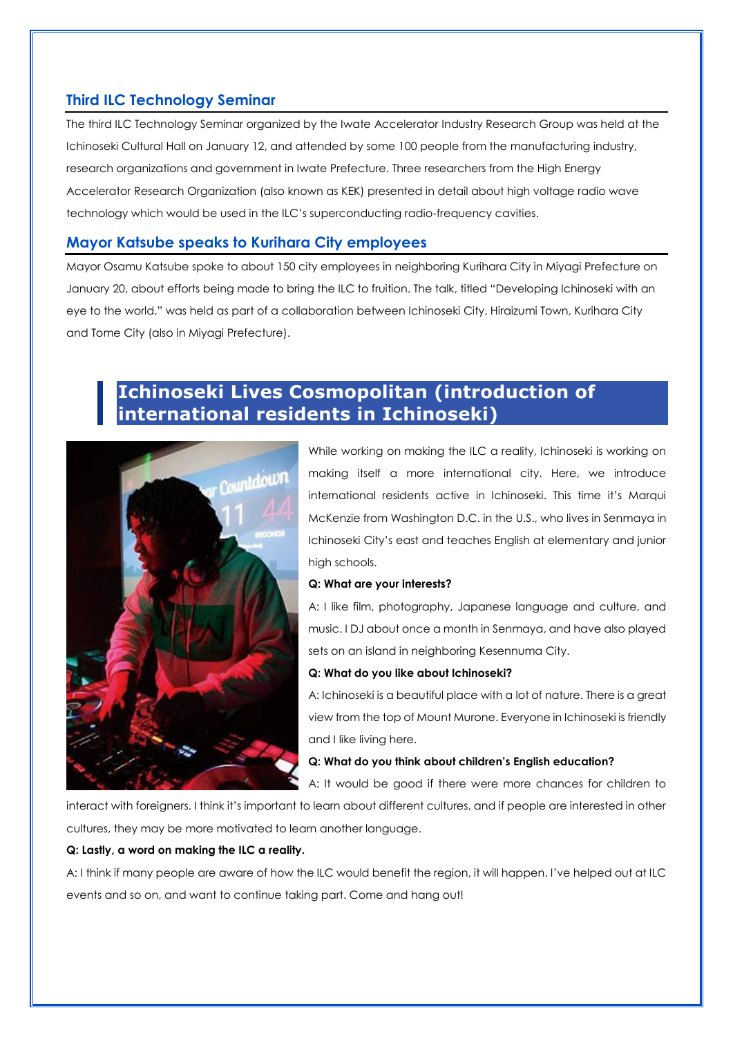## Third ILC Technology Seminar

The third ILC Technology Seminar organized by the Iwate Accelerator Industry Research Group was held at the Ichinoseki Cultural Hall on January 12, and attended by some 100 people from the manufacturing industry, research organizations and government in Iwate Prefecture. Three researchers from the High Energy Accelerator Research Organization (also known as KEK) presented in detail about high voltage radio wave technology which would be used in the ILC's superconducting radio-frequency cavities.

## Mayor Katsube speaks to Kurihara City employees

Mayor Osamu Katsube spoke to about 150 city employees in neighboring Kurihara City in Miyagi Prefecture on January 20, about efforts being made to bring the ILC to fruition. The talk, titled "Developing Ichinoseki with an eye to the world," was held as part of a collaboration between Ichinoseki City, Hiraizumi Town, Kurihara City and Tome City (also in Miyagi Prefecture).

# Ichinoseki Lives Cosmopolitan (introduction of international residents in Ichinoseki)

While working on making the ILC a reality, Ichinoseki is working on making itself a more international city. Here, we introduce international residents active in Ichinoseki. This time it's Marqui McKenzie from Washington D.C. in the U.S., who lives in Senmaya in Ichinoseki City's east and teaches English at elementary and junior high schools.

**Q: What are your interests?**

A: I like film, photography, Japanese language and culture, and music. I DJ about once a month in Senmaya, and have also played sets on an island in neighboring Kesennuma City.

**Q: What do you like about Ichinoseki?**

A: Ichinoseki is a beautiful place with a lot of nature. There is a great view from the top of Mount Murone. Everyone in Ichinoseki is friendly and I like living here.

**Q: What do you think about children's English education?**

A: It would be good if there were more chances for children to interact with foreigners. I think it's important to learn about different cultures, and if people are interested in other cultures, they may be more motivated to learn another language.

**Q: Lastly, a word on making the ILC a reality.**

A: I think if many people are aware of how the ILC would benefit the region, it will happen. I've helped out at ILC events and so on, and want to continue taking part. Come and hang out!